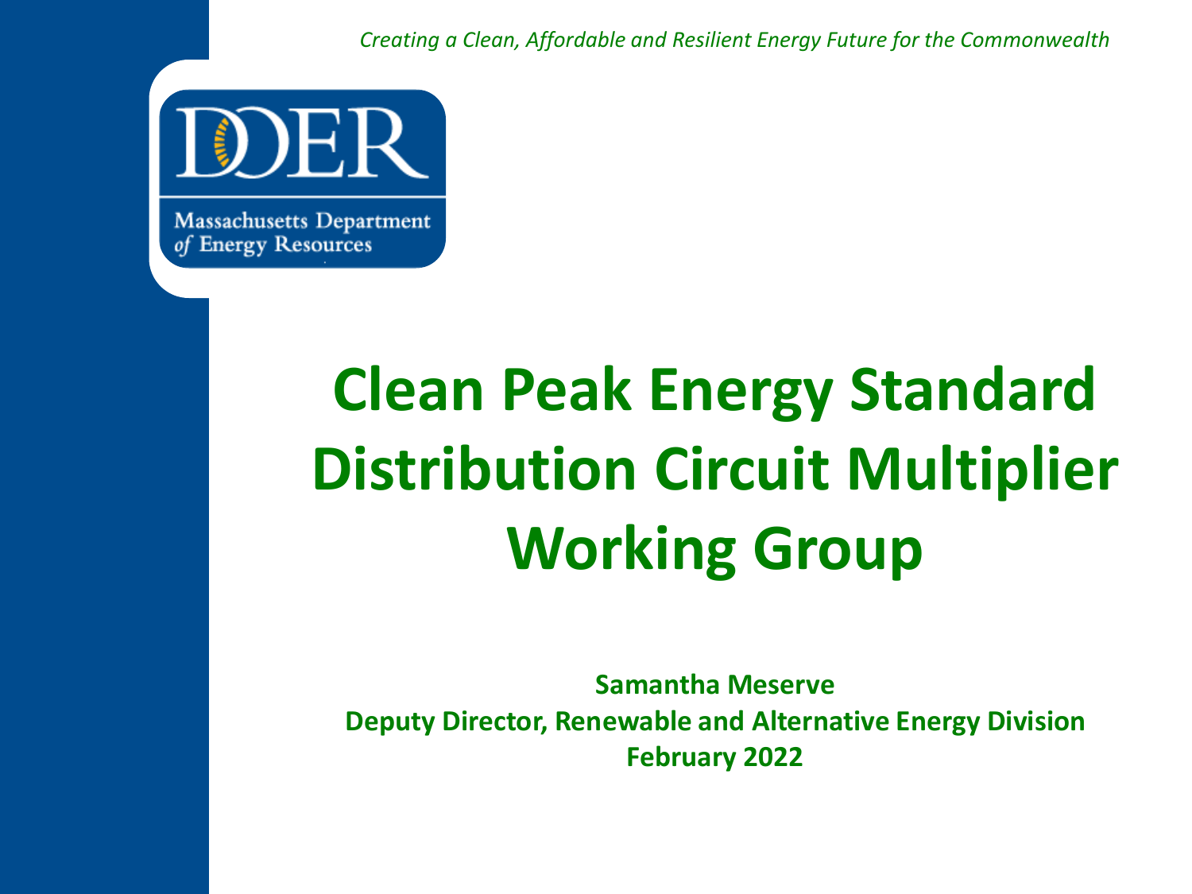*Creating a Clean, Affordable and Resilient Energy Future for the Commonwealth*

DOER

Massachusetts Department of Energy Resources

# Clean Peak Energy Standard Distribution Circuit Multiplier Working Group

**Samantha Meserve**
**Deputy Director, Renewable and Alternative Energy Division**
**February 2022**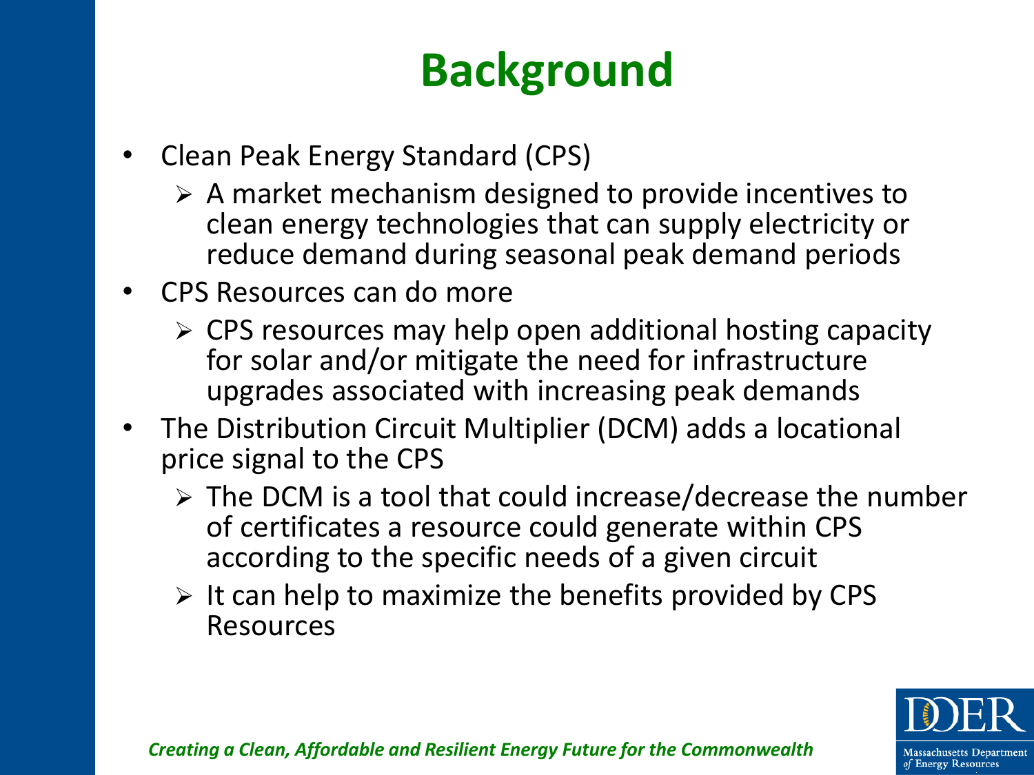# Background

- Clean Peak Energy Standard (CPS)
  - A market mechanism designed to provide incentives to clean energy technologies that can supply electricity or reduce demand during seasonal peak demand periods
- CPS Resources can do more
  - CPS resources may help open additional hosting capacity for solar and/or mitigate the need for infrastructure upgrades associated with increasing peak demands
- The Distribution Circuit Multiplier (DCM) adds a locational price signal to the CPS
  - The DCM is a tool that could increase/decrease the number of certificates a resource could generate within CPS according to the specific needs of a given circuit
  - It can help to maximize the benefits provided by CPS Resources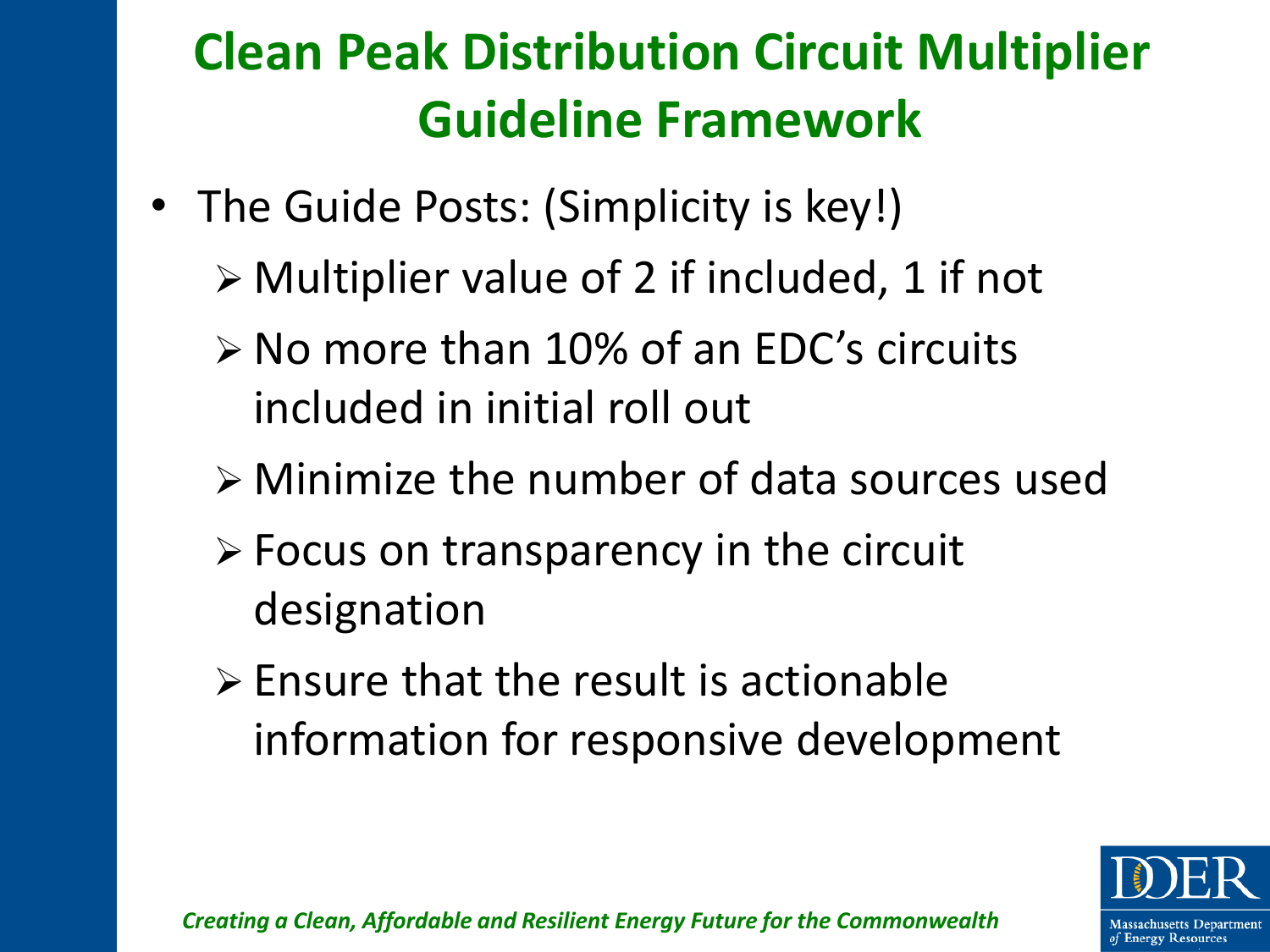# Clean Peak Distribution Circuit Multiplier Guideline Framework

- The Guide Posts: (Simplicity is key!)
  - Multiplier value of 2 if included, 1 if not
  - No more than 10% of an EDC's circuits included in initial roll out
  - Minimize the number of data sources used
  - Focus on transparency in the circuit designation
  - Ensure that the result is actionable information for responsive development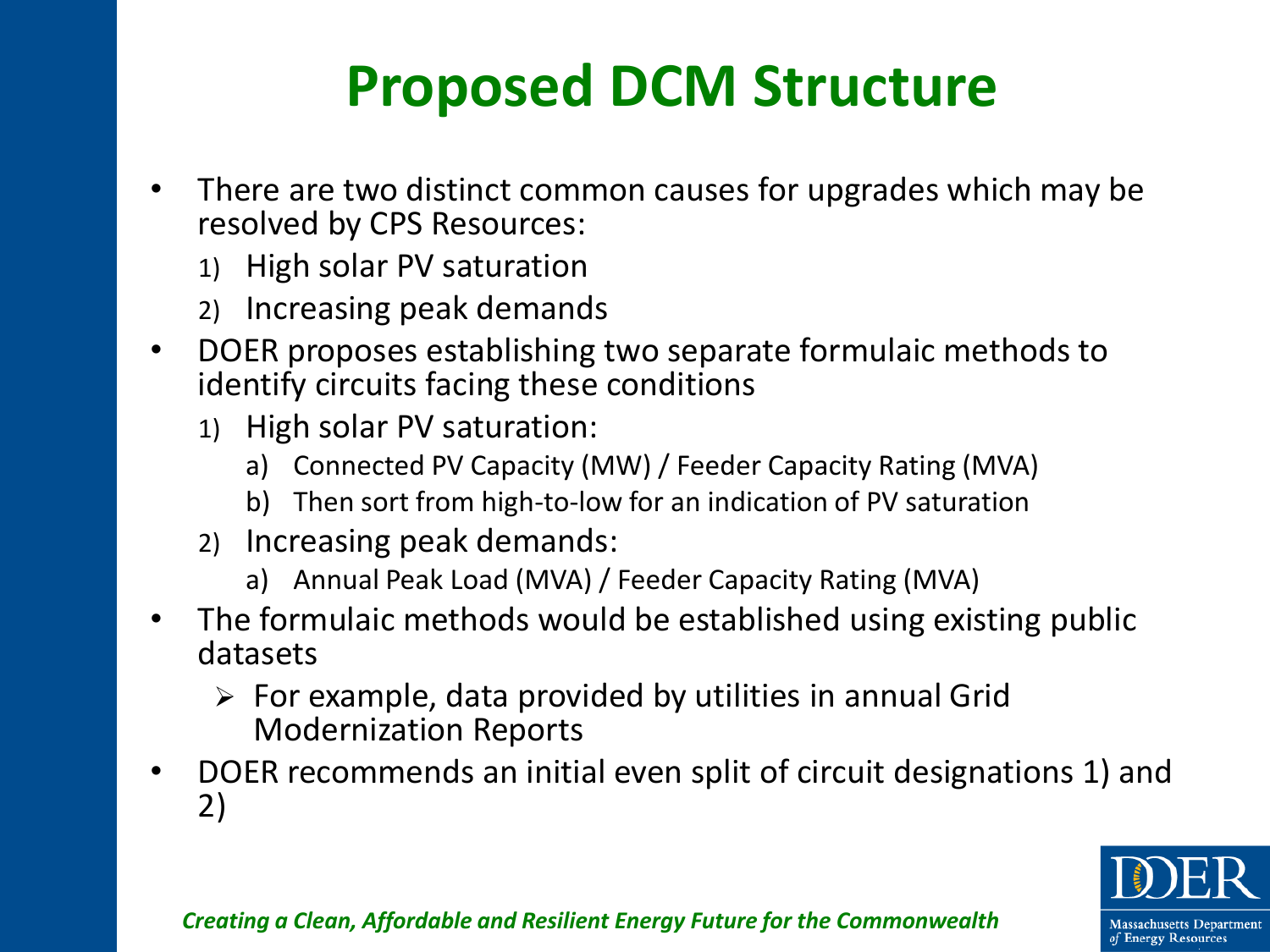# Proposed DCM Structure

- There are two distinct common causes for upgrades which may be resolved by CPS Resources:
  1) High solar PV saturation
  2) Increasing peak demands
- DOER proposes establishing two separate formulaic methods to identify circuits facing these conditions
  1) High solar PV saturation:
     a) Connected PV Capacity (MW) / Feeder Capacity Rating (MVA)
     b) Then sort from high-to-low for an indication of PV saturation
  2) Increasing peak demands:
     a) Annual Peak Load (MVA) / Feeder Capacity Rating (MVA)
- The formulaic methods would be established using existing public datasets
  - For example, data provided by utilities in annual Grid Modernization Reports
- DOER recommends an initial even split of circuit designations 1) and 2)

*Creating a Clean, Affordable and Resilient Energy Future for the Commonwealth*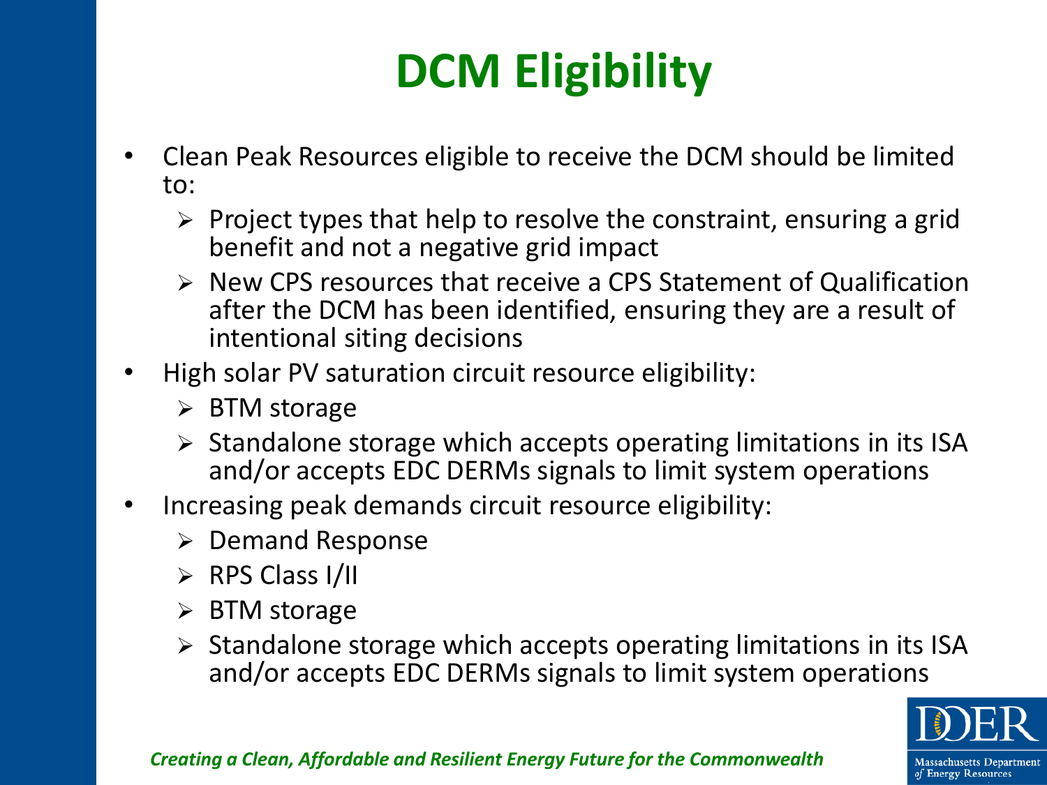# DCM Eligibility

- Clean Peak Resources eligible to receive the DCM should be limited to:
  - Project types that help to resolve the constraint, ensuring a grid benefit and not a negative grid impact
  - New CPS resources that receive a CPS Statement of Qualification after the DCM has been identified, ensuring they are a result of intentional siting decisions
- High solar PV saturation circuit resource eligibility:
  - BTM storage
  - Standalone storage which accepts operating limitations in its ISA and/or accepts EDC DERMs signals to limit system operations
- Increasing peak demands circuit resource eligibility:
  - Demand Response
  - RPS Class I/II
  - BTM storage
  - Standalone storage which accepts operating limitations in its ISA and/or accepts EDC DERMs signals to limit system operations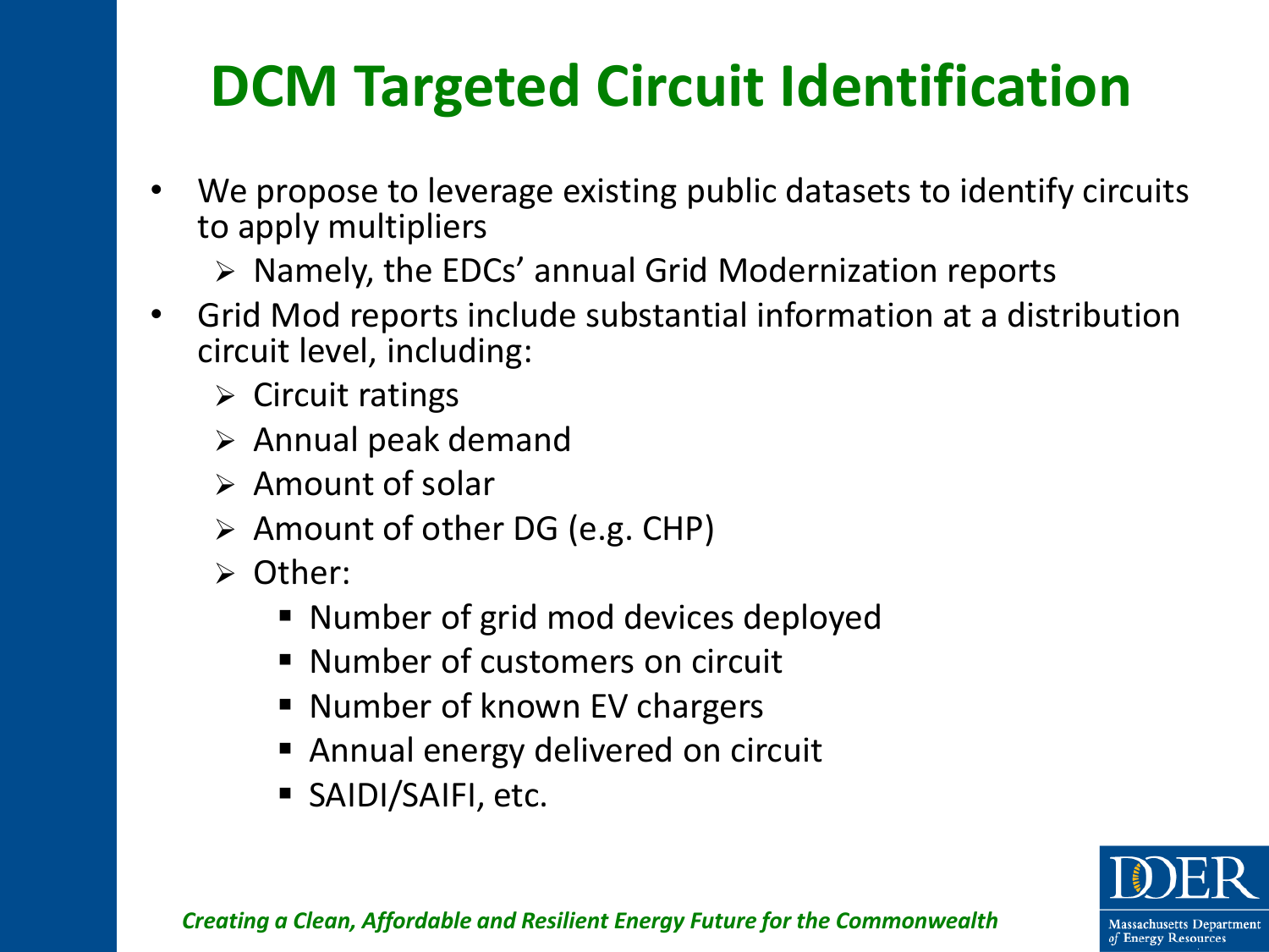# DCM Targeted Circuit Identification

- We propose to leverage existing public datasets to identify circuits to apply multipliers
  - Namely, the EDCs' annual Grid Modernization reports
- Grid Mod reports include substantial information at a distribution circuit level, including:
  - Circuit ratings
  - Annual peak demand
  - Amount of solar
  - Amount of other DG (e.g. CHP)
  - Other:
    - Number of grid mod devices deployed
    - Number of customers on circuit
    - Number of known EV chargers
    - Annual energy delivered on circuit
    - SAIDI/SAIFI, etc.

*Creating a Clean, Affordable and Resilient Energy Future for the Commonwealth*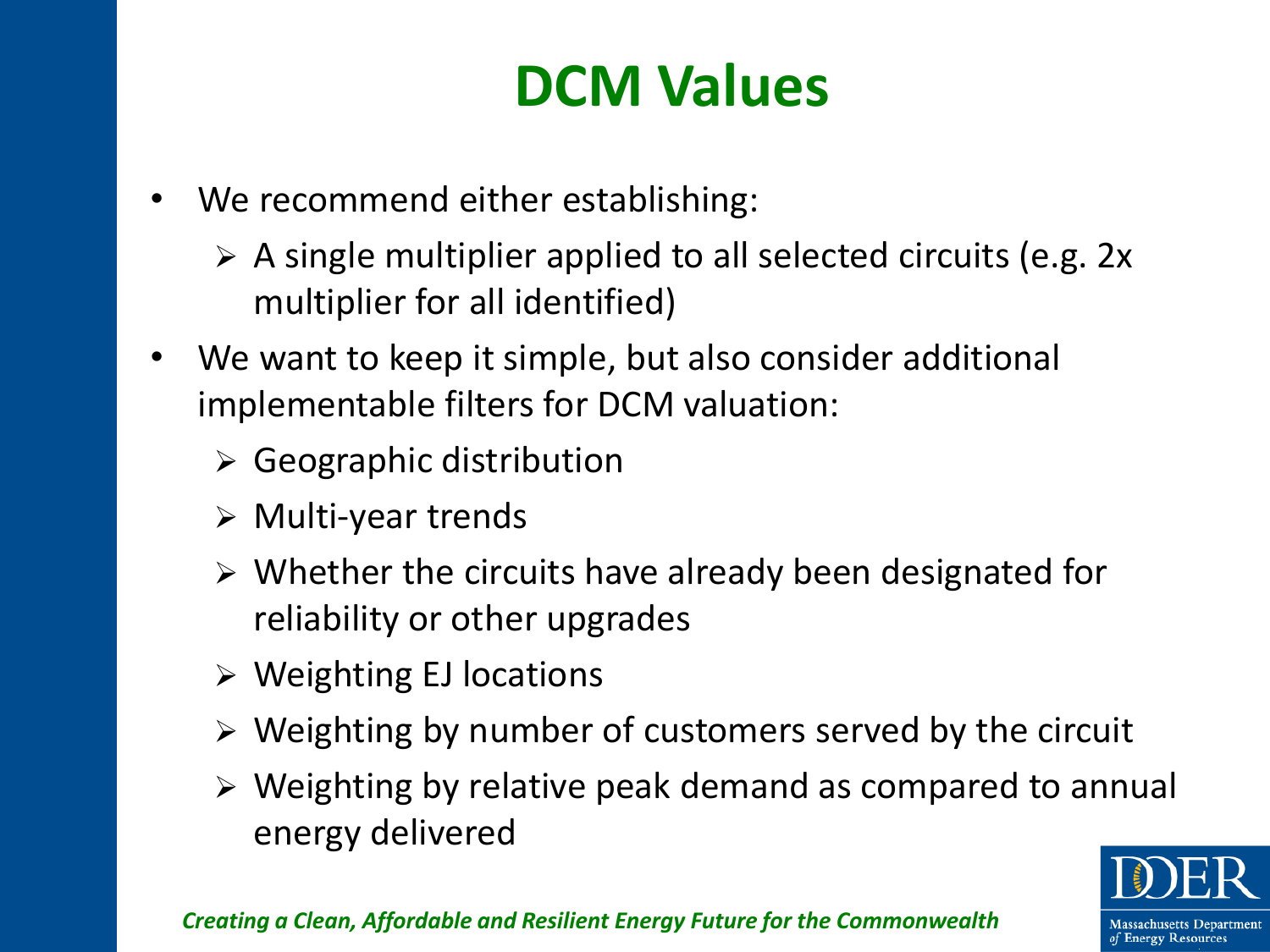# DCM Values

- We recommend either establishing:
  - A single multiplier applied to all selected circuits (e.g. 2x multiplier for all identified)
- We want to keep it simple, but also consider additional implementable filters for DCM valuation:
  - Geographic distribution
  - Multi-year trends
  - Whether the circuits have already been designated for reliability or other upgrades
  - Weighting EJ locations
  - Weighting by number of customers served by the circuit
  - Weighting by relative peak demand as compared to annual energy delivered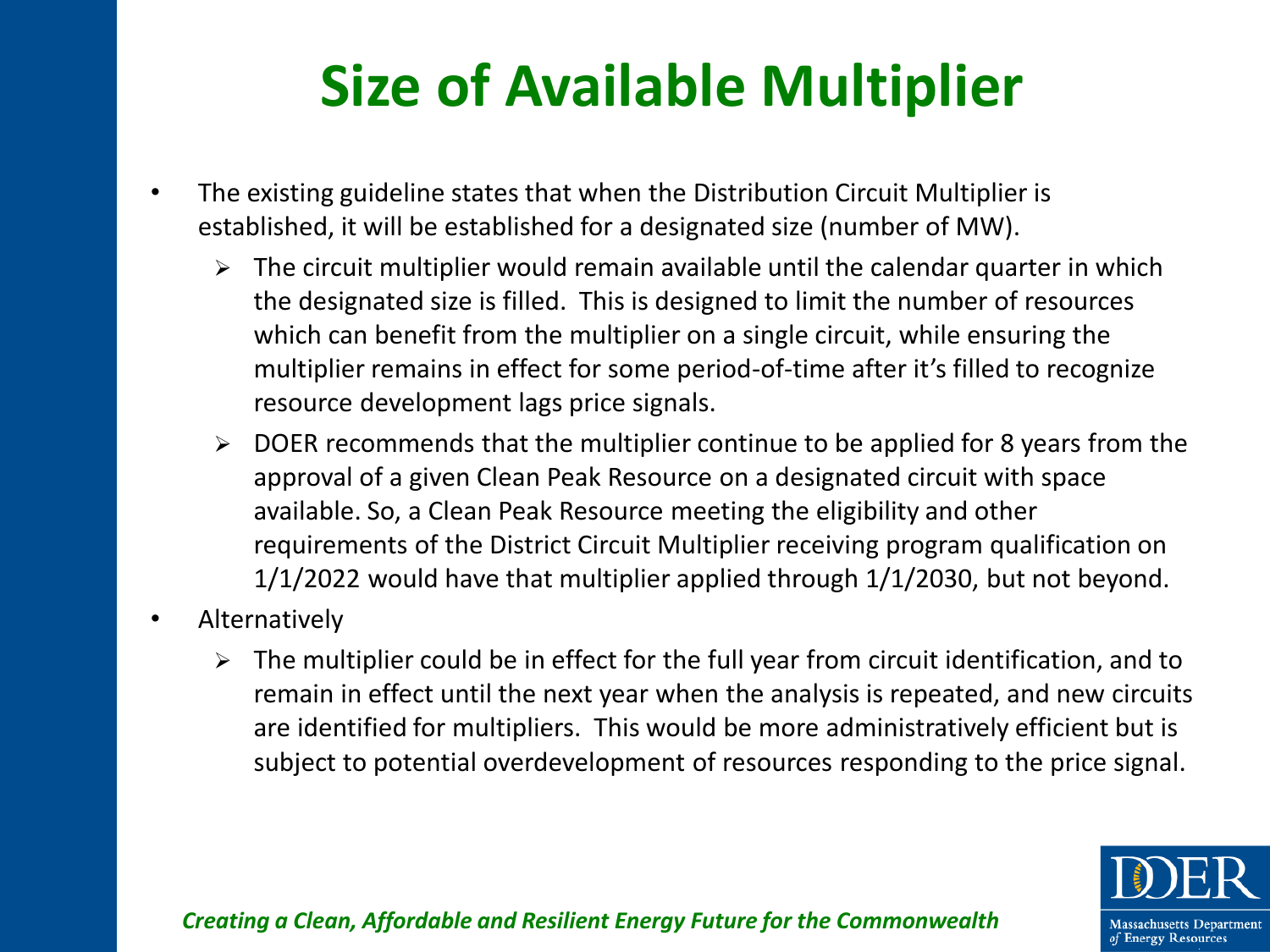# Size of Available Multiplier

- The existing guideline states that when the Distribution Circuit Multiplier is established, it will be established for a designated size (number of MW).
  - The circuit multiplier would remain available until the calendar quarter in which the designated size is filled. This is designed to limit the number of resources which can benefit from the multiplier on a single circuit, while ensuring the multiplier remains in effect for some period-of-time after it's filled to recognize resource development lags price signals.
  - DOER recommends that the multiplier continue to be applied for 8 years from the approval of a given Clean Peak Resource on a designated circuit with space available. So, a Clean Peak Resource meeting the eligibility and other requirements of the District Circuit Multiplier receiving program qualification on 1/1/2022 would have that multiplier applied through 1/1/2030, but not beyond.
- Alternatively
  - The multiplier could be in effect for the full year from circuit identification, and to remain in effect until the next year when the analysis is repeated, and new circuits are identified for multipliers. This would be more administratively efficient but is subject to potential overdevelopment of resources responding to the price signal.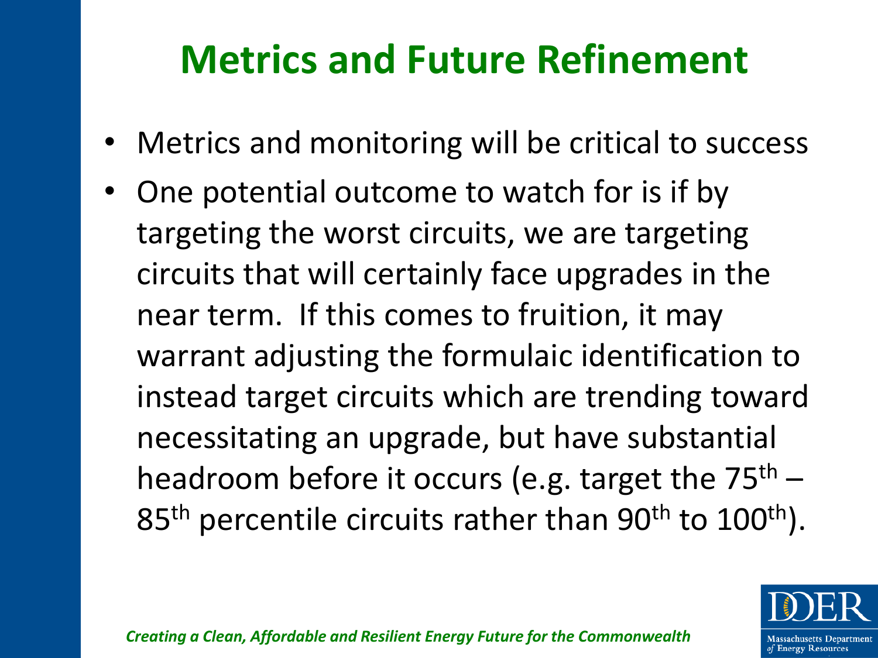# Metrics and Future Refinement

- Metrics and monitoring will be critical to success
- One potential outcome to watch for is if by targeting the worst circuits, we are targeting circuits that will certainly face upgrades in the near term. If this comes to fruition, it may warrant adjusting the formulaic identification to instead target circuits which are trending toward necessitating an upgrade, but have substantial headroom before it occurs (e.g. target the $75^{th}$ – $85^{th}$ percentile circuits rather than $90^{th}$ to $100^{th}$).

*Creating a Clean, Affordable and Resilient Energy Future for the Commonwealth*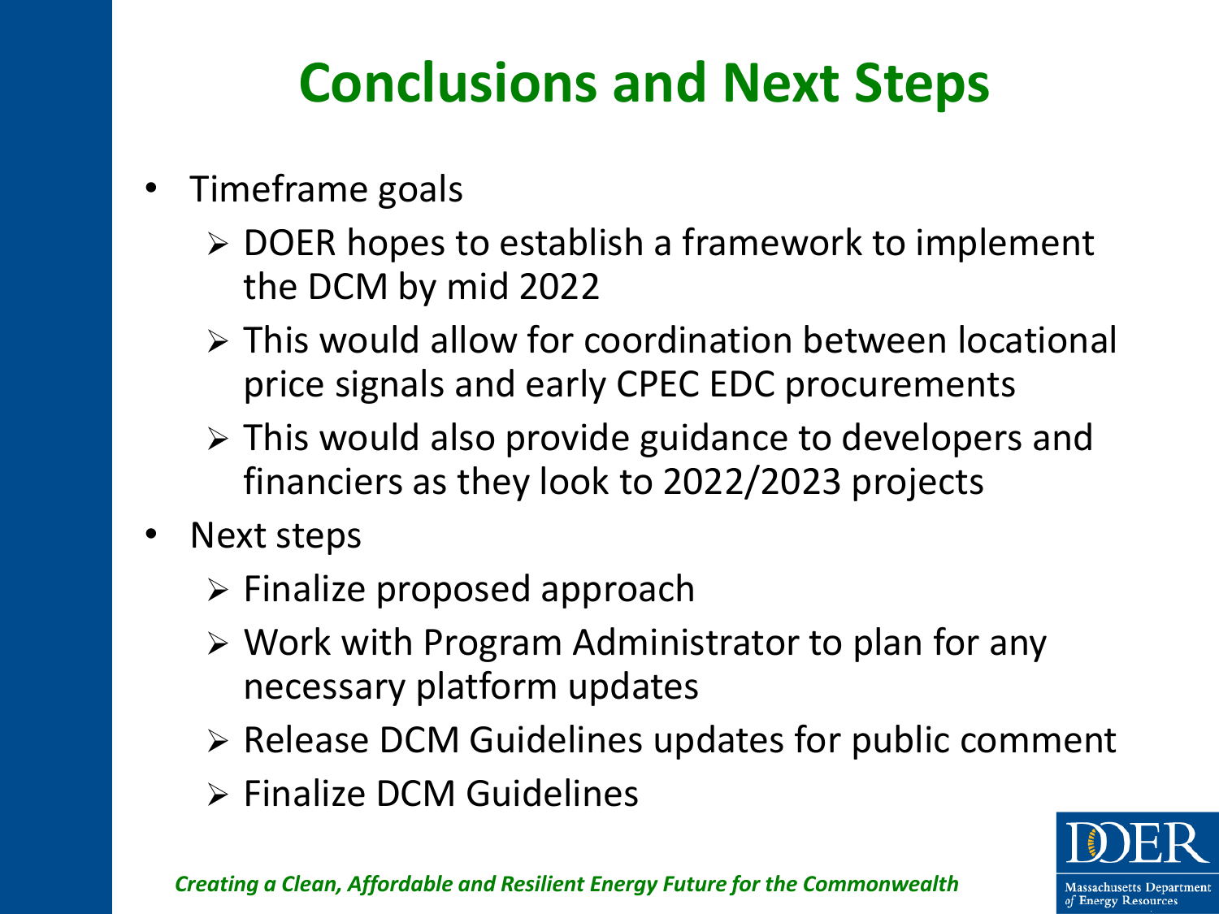# Conclusions and Next Steps

- Timeframe goals
  - DOER hopes to establish a framework to implement the DCM by mid 2022
  - This would allow for coordination between locational price signals and early CPEC EDC procurements
  - This would also provide guidance to developers and financiers as they look to 2022/2023 projects
- Next steps
  - Finalize proposed approach
  - Work with Program Administrator to plan for any necessary platform updates
  - Release DCM Guidelines updates for public comment
  - Finalize DCM Guidelines